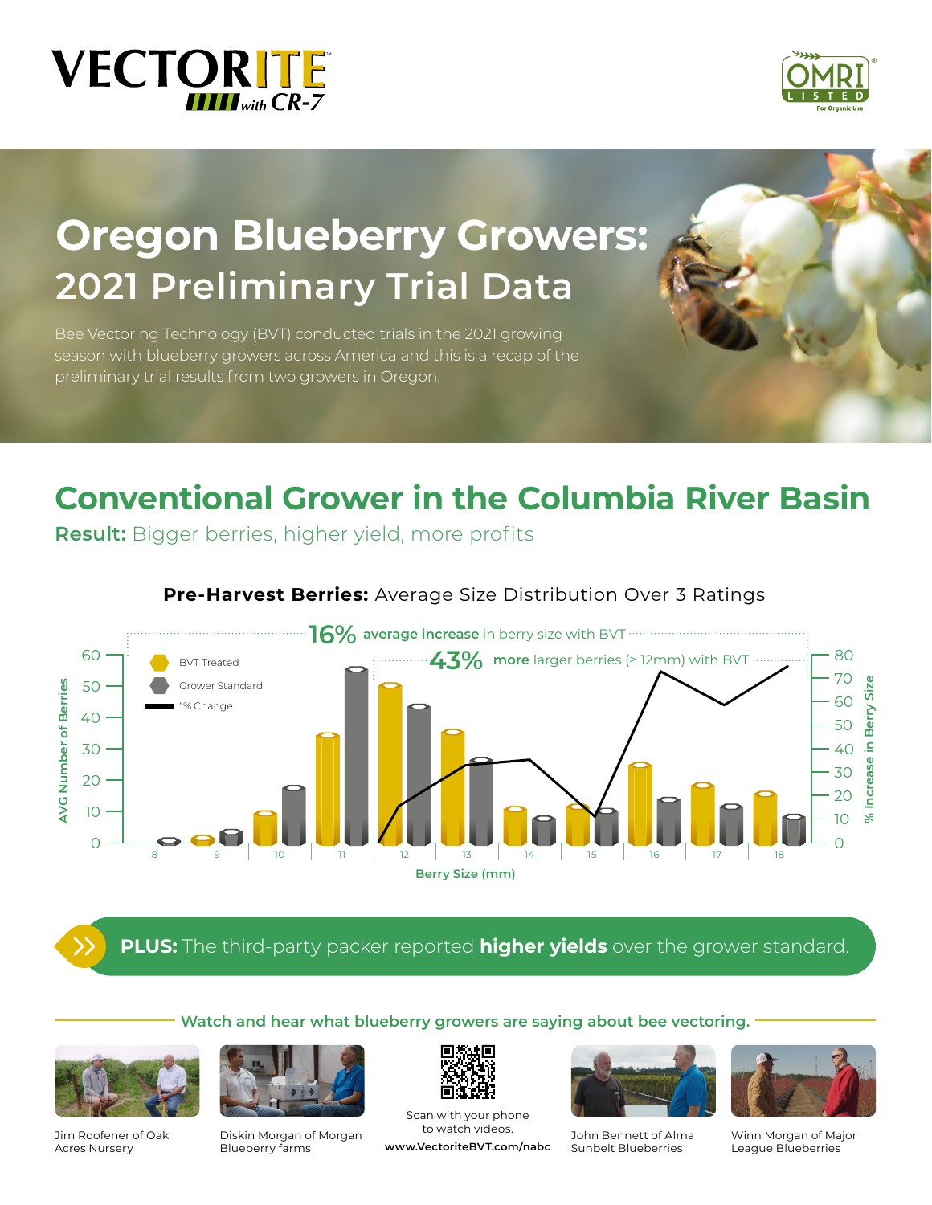VECTORITE with CR-7

OMRI LISTED For Organic Use

# Oregon Blueberry Growers:
## 2021 Preliminary Trial Data

Bee Vectoring Technology (BVT) conducted trials in the 2021 growing season with blueberry growers across America and this is a recap of the preliminary trial results from two growers in Oregon.

## Conventional Grower in the Columbia River Basin

**Result:** Bigger berries, higher yield, more profits

**Pre-Harvest Berries:** Average Size Distribution Over 3 Ratings

**16%** average increase in berry size with BVT

**43%** more larger berries (≥ 12mm) with BVT

Legend: BVT Treated; Grower Standard; % Change

Y-axis (left): AVG Number of Berries (0–60)
Y-axis (right): % Increase in Berry Size (0–80)
X-axis: Berry Size (mm) — 8, 9, 10, 11, 12, 13, 14, 15, 16, 17, 18

**PLUS:** The third-party packer reported **higher yields** over the grower standard.

**Watch and hear what blueberry growers are saying about bee vectoring.**

Jim Roofener of Oak Acres Nursery

Diskin Morgan of Morgan Blueberry farms

Scan with your phone to watch videos.
www.VectoriteBVT.com/nabc

John Bennett of Alma Sunbelt Blueberries

Winn Morgan of Major League Blueberries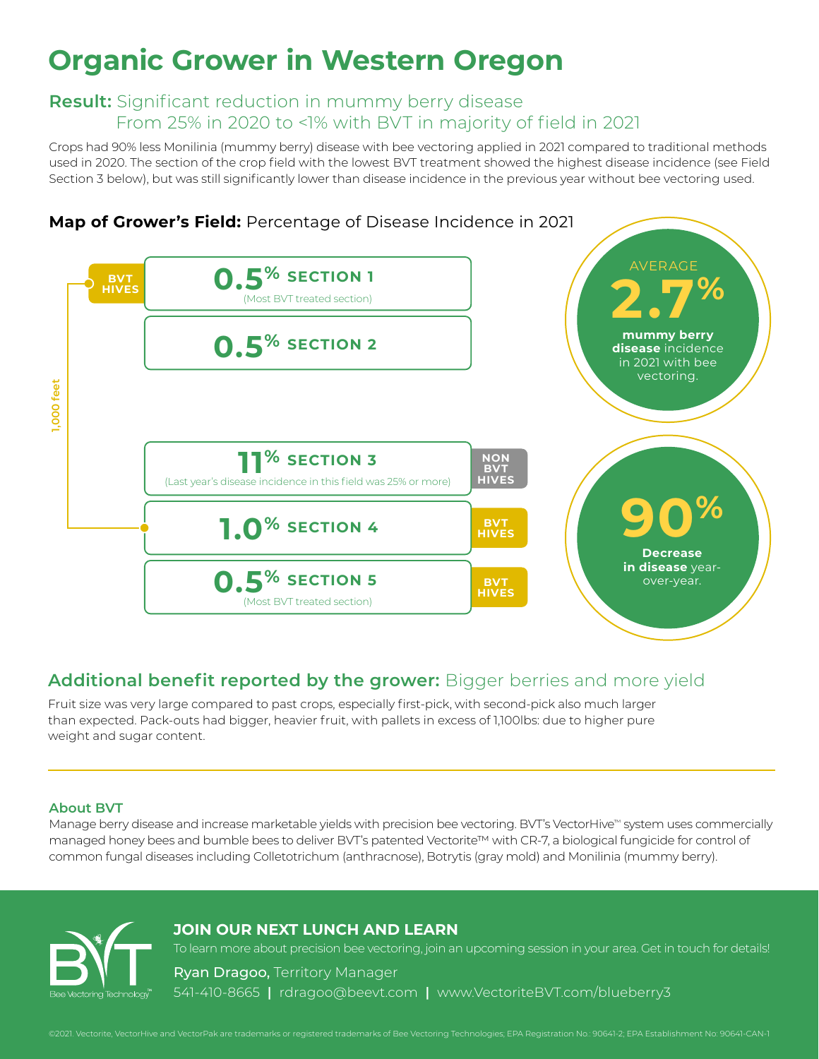# Organic Grower in Western Oregon

## **Result:** Significant reduction in mummy berry disease From 25% in 2020 to <1% with BVT in majority of field in 2021

Crops had 90% less Monilinia (mummy berry) disease with bee vectoring applied in 2021 compared to traditional methods used in 2020. The section of the crop field with the lowest BVT treatment showed the highest disease incidence (see Field Section 3 below), but was still significantly lower than disease incidence in the previous year without bee vectoring used.

### **Map of Grower's Field:** Percentage of Disease Incidence in 2021

BVT HIVES

1,000 feet

**0.5%** SECTION 1
(Most BVT treated section)

**0.5%** SECTION 2

**11%** SECTION 3
(Last year's disease incidence in this field was 25% or more)
NON BVT HIVES

**1.0%** SECTION 4
BVT HIVES

**0.5%** SECTION 5
(Most BVT treated section)
BVT HIVES

AVERAGE **2.7%** **mummy berry disease** incidence in 2021 with bee vectoring.

**90%** **Decrease in disease** year-over-year.

## **Additional benefit reported by the grower:** Bigger berries and more yield

Fruit size was very large compared to past crops, especially first-pick, with second-pick also much larger than expected. Pack-outs had bigger, heavier fruit, with pallets in excess of 1,100lbs: due to higher pure weight and sugar content.

---

### About BVT

Manage berry disease and increase marketable yields with precision bee vectoring. BVT's VectorHive™ system uses commercially managed honey bees and bumble bees to deliver BVT's patented Vectorite™ with CR-7, a biological fungicide for control of common fungal diseases including Colletotrichum (anthracnose), Botrytis (gray mold) and Monilinia (mummy berry).

BVT Bee Vectoring Technology™

### JOIN OUR NEXT LUNCH AND LEARN

To learn more about precision bee vectoring, join an upcoming session in your area. Get in touch for details!

**Ryan Dragoo,** Territory Manager
541-410-8665 | rdragoo@beevt.com | www.VectoriteBVT.com/blueberry3

©2021. Vectorite, VectorHive and VectorPak are trademarks or registered trademarks of Bee Vectoring Technologies, EPA Registration No.: 90641-2; EPA Establishment No: 90641-CAN-1